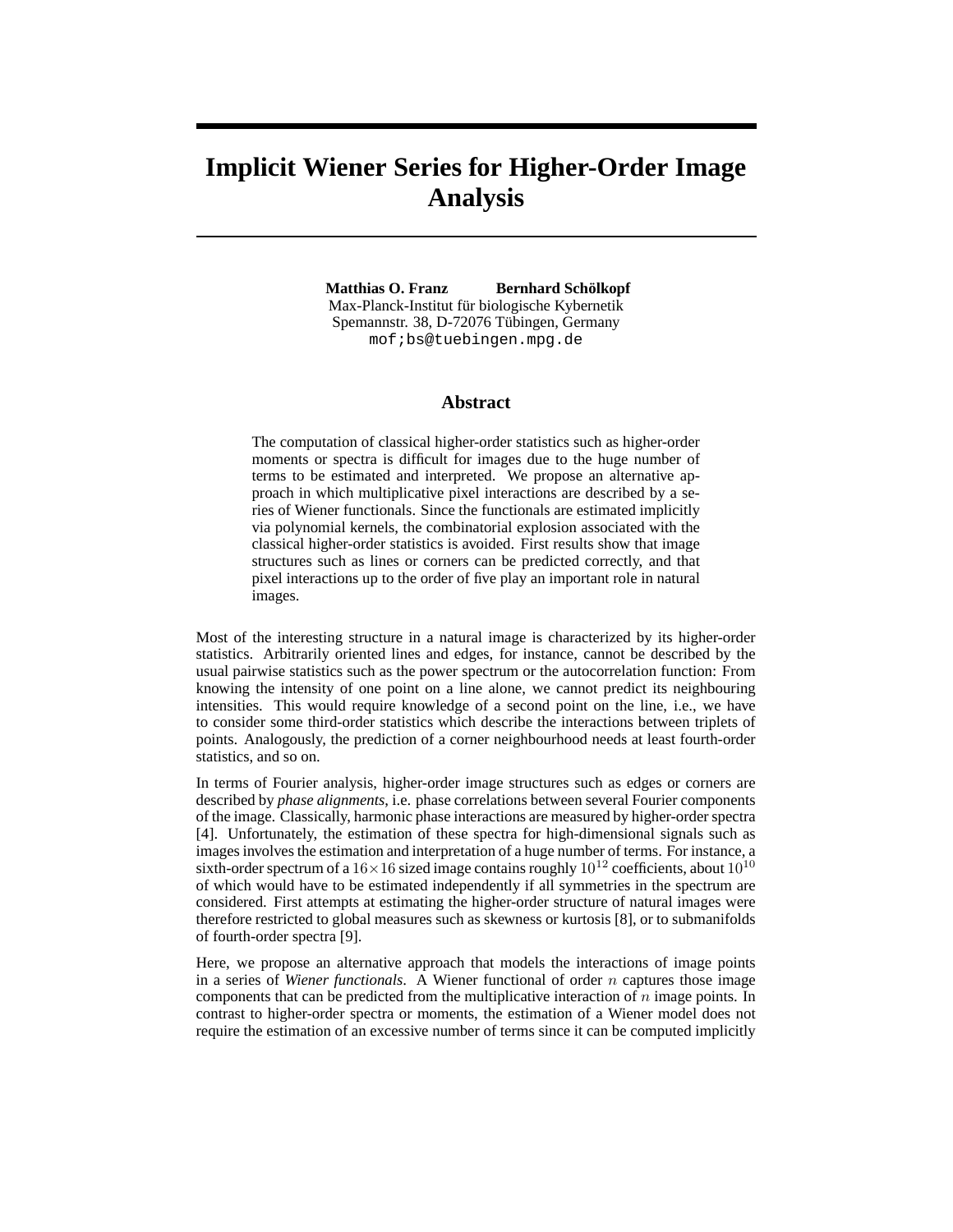# Implicit Wiener Series for Higher-Order Image Analysis

**Matthias O. Franz** **Bernhard Schölkopf**
Max-Planck-Institut für biologische Kybernetik
Spemannstr. 38, D-72076 Tübingen, Germany
mof;bs@tuebingen.mpg.de

## Abstract

The computation of classical higher-order statistics such as higher-order moments or spectra is difficult for images due to the huge number of terms to be estimated and interpreted. We propose an alternative approach in which multiplicative pixel interactions are described by a series of Wiener functionals. Since the functionals are estimated implicitly via polynomial kernels, the combinatorial explosion associated with the classical higher-order statistics is avoided. First results show that image structures such as lines or corners can be predicted correctly, and that pixel interactions up to the order of five play an important role in natural images.

Most of the interesting structure in a natural image is characterized by its higher-order statistics. Arbitrarily oriented lines and edges, for instance, cannot be described by the usual pairwise statistics such as the power spectrum or the autocorrelation function: From knowing the intensity of one point on a line alone, we cannot predict its neighbouring intensities. This would require knowledge of a second point on the line, i.e., we have to consider some third-order statistics which describe the interactions between triplets of points. Analogously, the prediction of a corner neighbourhood needs at least fourth-order statistics, and so on.

In terms of Fourier analysis, higher-order image structures such as edges or corners are described by *phase alignments*, i.e. phase correlations between several Fourier components of the image. Classically, harmonic phase interactions are measured by higher-order spectra [4]. Unfortunately, the estimation of these spectra for high-dimensional signals such as images involves the estimation and interpretation of a huge number of terms. For instance, a sixth-order spectrum of a $16 \times 16$ sized image contains roughly $10^{12}$ coefficients, about $10^{10}$ of which would have to be estimated independently if all symmetries in the spectrum are considered. First attempts at estimating the higher-order structure of natural images were therefore restricted to global measures such as skewness or kurtosis [8], or to submanifolds of fourth-order spectra [9].

Here, we propose an alternative approach that models the interactions of image points in a series of *Wiener functionals*. A Wiener functional of order $n$ captures those image components that can be predicted from the multiplicative interaction of $n$ image points. In contrast to higher-order spectra or moments, the estimation of a Wiener model does not require the estimation of an excessive number of terms since it can be computed implicitly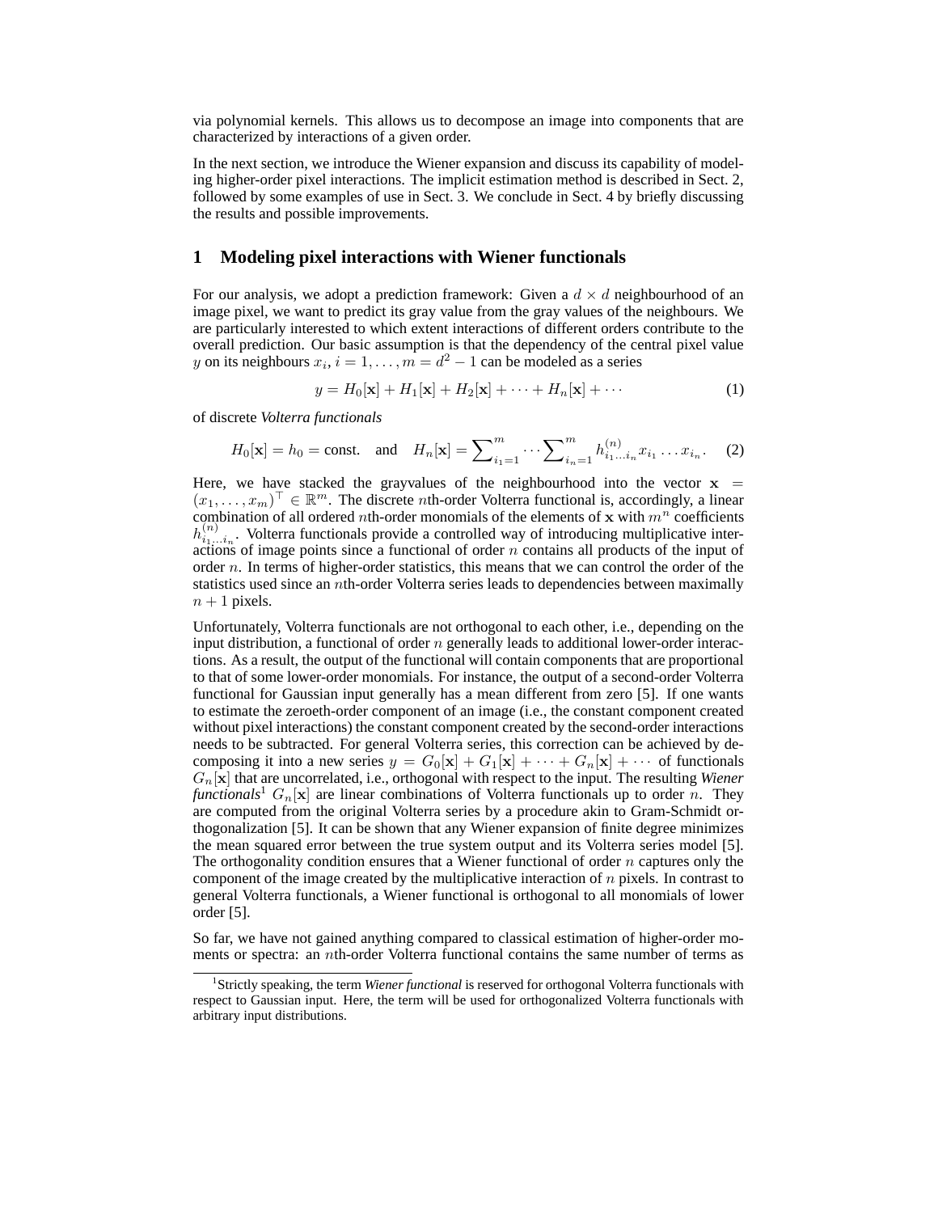via polynomial kernels. This allows us to decompose an image into components that are characterized by interactions of a given order.

In the next section, we introduce the Wiener expansion and discuss its capability of modeling higher-order pixel interactions. The implicit estimation method is described in Sect. 2, followed by some examples of use in Sect. 3. We conclude in Sect. 4 by briefly discussing the results and possible improvements.

## 1 Modeling pixel interactions with Wiener functionals

For our analysis, we adopt a prediction framework: Given a $d \times d$ neighbourhood of an image pixel, we want to predict its gray value from the gray values of the neighbours. We are particularly interested to which extent interactions of different orders contribute to the overall prediction. Our basic assumption is that the dependency of the central pixel value $y$ on its neighbours $x_i$, $i = 1, \ldots, m = d^2 - 1$ can be modeled as a series

$$y = H_0[\mathbf{x}] + H_1[\mathbf{x}] + H_2[\mathbf{x}] + \cdots + H_n[\mathbf{x}] + \cdots \tag{1}$$

of discrete *Volterra functionals*

$$H_0[\mathbf{x}] = h_0 = \text{const.} \quad \text{and} \quad H_n[\mathbf{x}] = \sum\nolimits_{i_1=1}^{m} \cdots \sum\nolimits_{i_n=1}^{m} h^{(n)}_{i_1 \ldots i_n} x_{i_1} \ldots x_{i_n}. \tag{2}$$

Here, we have stacked the grayvalues of the neighbourhood into the vector $\mathbf{x} = (x_1, \ldots, x_m)^\top \in \mathbb{R}^m$. The discrete $n$th-order Volterra functional is, accordingly, a linear combination of all ordered $n$th-order monomials of the elements of $\mathbf{x}$ with $m^n$ coefficients $h^{(n)}_{i_1 \ldots i_n}$. Volterra functionals provide a controlled way of introducing multiplicative interactions of image points since a functional of order $n$ contains all products of the input of order $n$. In terms of higher-order statistics, this means that we can control the order of the statistics used since an $n$th-order Volterra series leads to dependencies between maximally $n + 1$ pixels.

Unfortunately, Volterra functionals are not orthogonal to each other, i.e., depending on the input distribution, a functional of order $n$ generally leads to additional lower-order interactions. As a result, the output of the functional will contain components that are proportional to that of some lower-order monomials. For instance, the output of a second-order Volterra functional for Gaussian input generally has a mean different from zero [5]. If one wants to estimate the zeroeth-order component of an image (i.e., the constant component created without pixel interactions) the constant component created by the second-order interactions needs to be subtracted. For general Volterra series, this correction can be achieved by decomposing it into a new series $y = G_0[\mathbf{x}] + G_1[\mathbf{x}] + \cdots + G_n[\mathbf{x}] + \cdots$ of functionals $G_n[\mathbf{x}]$ that are uncorrelated, i.e., orthogonal with respect to the input. The resulting *Wiener functionals*[1] $G_n[\mathbf{x}]$ are linear combinations of Volterra functionals up to order $n$. They are computed from the original Volterra series by a procedure akin to Gram-Schmidt orthogonalization [5]. It can be shown that any Wiener expansion of finite degree minimizes the mean squared error between the true system output and its Volterra series model [5]. The orthogonality condition ensures that a Wiener functional of order $n$ captures only the component of the image created by the multiplicative interaction of $n$ pixels. In contrast to general Volterra functionals, a Wiener functional is orthogonal to all monomials of lower order [5].

So far, we have not gained anything compared to classical estimation of higher-order moments or spectra: an $n$th-order Volterra functional contains the same number of terms as

[1] Strictly speaking, the term *Wiener functional* is reserved for orthogonal Volterra functionals with respect to Gaussian input. Here, the term will be used for orthogonalized Volterra functionals with arbitrary input distributions.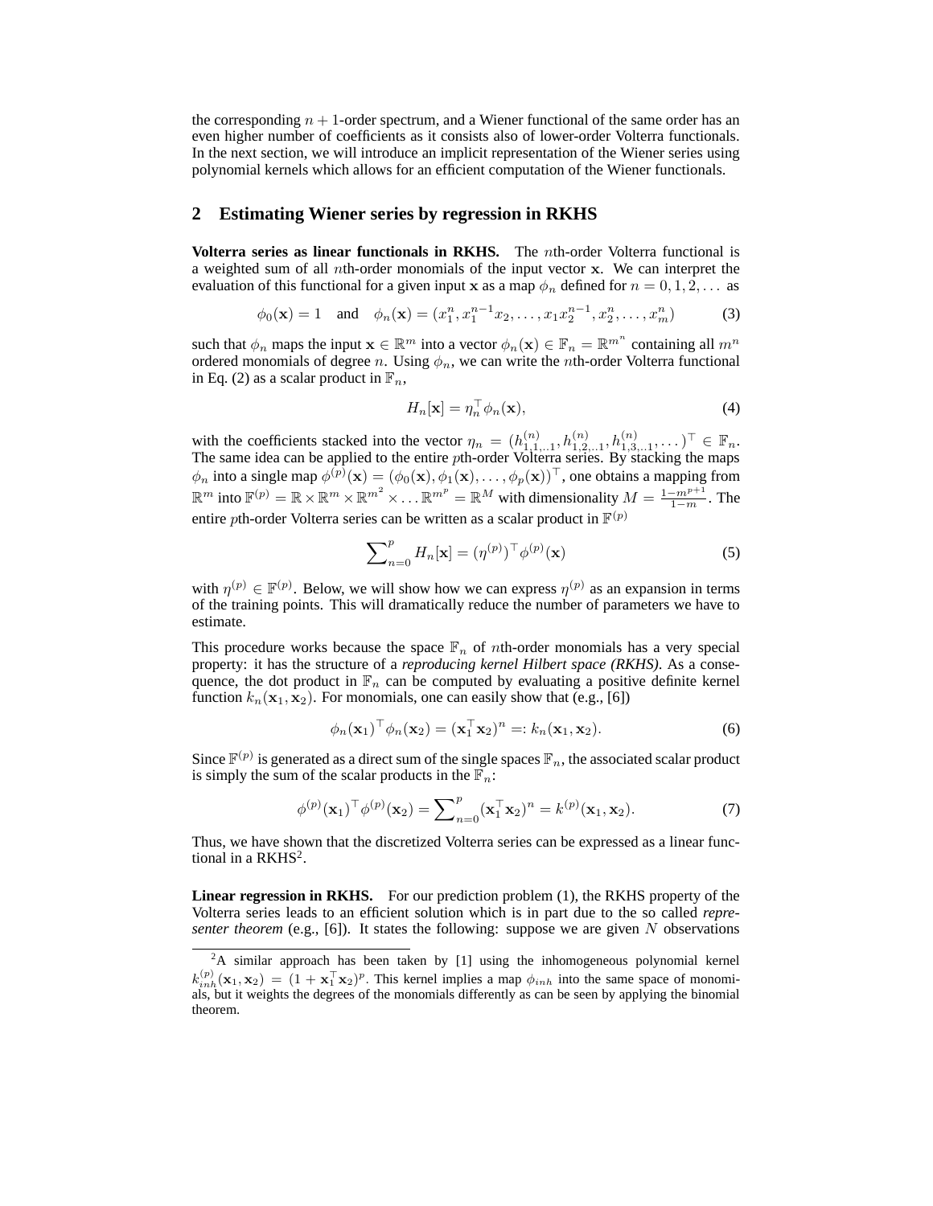the corresponding $n+1$-order spectrum, and a Wiener functional of the same order has an even higher number of coefficients as it consists also of lower-order Volterra functionals. In the next section, we will introduce an implicit representation of the Wiener series using polynomial kernels which allows for an efficient computation of the Wiener functionals.

## 2 Estimating Wiener series by regression in RKHS

**Volterra series as linear functionals in RKHS.** The $n$th-order Volterra functional is a weighted sum of all $n$th-order monomials of the input vector $\mathbf{x}$. We can interpret the evaluation of this functional for a given input $\mathbf{x}$ as a map $\phi_n$ defined for $n = 0, 1, 2, \ldots$ as

$$\phi_0(\mathbf{x}) = 1 \quad \text{and} \quad \phi_n(\mathbf{x}) = (x_1^n, x_1^{n-1}x_2, \ldots, x_1 x_2^{n-1}, x_2^n, \ldots, x_m^n) \tag{3}$$

such that $\phi_n$ maps the input $\mathbf{x} \in \mathbb{R}^m$ into a vector $\phi_n(\mathbf{x}) \in \mathbb{F}_n = \mathbb{R}^{m^n}$ containing all $m^n$ ordered monomials of degree $n$. Using $\phi_n$, we can write the $n$th-order Volterra functional in Eq. (2) as a scalar product in $\mathbb{F}_n$,

$$H_n[\mathbf{x}] = \eta_n^\top \phi_n(\mathbf{x}), \tag{4}$$

with the coefficients stacked into the vector $\eta_n = (h^{(n)}_{1,1,..1}, h^{(n)}_{1,2,..1}, h^{(n)}_{1,3,..1}, \ldots)^\top \in \mathbb{F}_n$. The same idea can be applied to the entire $p$th-order Volterra series. By stacking the maps $\phi_n$ into a single map $\phi^{(p)}(\mathbf{x}) = (\phi_0(\mathbf{x}), \phi_1(\mathbf{x}), \ldots, \phi_p(\mathbf{x}))^\top$, one obtains a mapping from $\mathbb{R}^m$ into $\mathbb{F}^{(p)} = \mathbb{R} \times \mathbb{R}^m \times \mathbb{R}^{m^2} \times \ldots \mathbb{R}^{m^p} = \mathbb{R}^M$ with dimensionality $M = \frac{1-m^{p+1}}{1-m}$. The entire $p$th-order Volterra series can be written as a scalar product in $\mathbb{F}^{(p)}$

$$\sum\nolimits_{n=0}^{p} H_n[\mathbf{x}] = (\eta^{(p)})^\top \phi^{(p)}(\mathbf{x}) \tag{5}$$

with $\eta^{(p)} \in \mathbb{F}^{(p)}$. Below, we will show how we can express $\eta^{(p)}$ as an expansion in terms of the training points. This will dramatically reduce the number of parameters we have to estimate.

This procedure works because the space $\mathbb{F}_n$ of $n$th-order monomials has a very special property: it has the structure of a *reproducing kernel Hilbert space (RKHS)*. As a consequence, the dot product in $\mathbb{F}_n$ can be computed by evaluating a positive definite kernel function $k_n(\mathbf{x}_1, \mathbf{x}_2)$. For monomials, one can easily show that (e.g., [6])

$$\phi_n(\mathbf{x}_1)^\top \phi_n(\mathbf{x}_2) = (\mathbf{x}_1^\top \mathbf{x}_2)^n =: k_n(\mathbf{x}_1, \mathbf{x}_2). \tag{6}$$

Since $\mathbb{F}^{(p)}$ is generated as a direct sum of the single spaces $\mathbb{F}_n$, the associated scalar product is simply the sum of the scalar products in the $\mathbb{F}_n$:

$$\phi^{(p)}(\mathbf{x}_1)^\top \phi^{(p)}(\mathbf{x}_2) = \sum\nolimits_{n=0}^{p} (\mathbf{x}_1^\top \mathbf{x}_2)^n = k^{(p)}(\mathbf{x}_1, \mathbf{x}_2). \tag{7}$$

Thus, we have shown that the discretized Volterra series can be expressed as a linear functional in a RKHS[2].

**Linear regression in RKHS.** For our prediction problem (1), the RKHS property of the Volterra series leads to an efficient solution which is in part due to the so called *representer theorem* (e.g., [6]). It states the following: suppose we are given $N$ observations

[2]A similar approach has been taken by [1] using the inhomogeneous polynomial kernel $k^{(p)}_{inh}(\mathbf{x}_1, \mathbf{x}_2) = (1 + \mathbf{x}_1^\top \mathbf{x}_2)^p$. This kernel implies a map $\phi_{inh}$ into the same space of monomials, but it weights the degrees of the monomials differently as can be seen by applying the binomial theorem.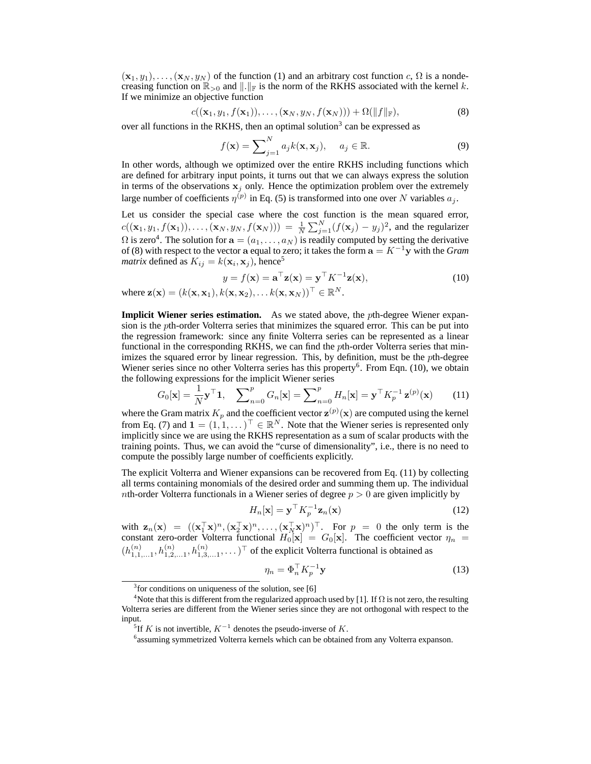$(\mathbf{x}_1, y_1), \ldots, (\mathbf{x}_N, y_N)$ of the function (1) and an arbitrary cost function $c$, $\Omega$ is a nondecreasing function on $\mathbb{R}_{>0}$ and $\|.\|_{\mathbb{F}}$ is the norm of the RKHS associated with the kernel $k$. If we minimize an objective function

$$c((\mathbf{x}_1, y_1, f(\mathbf{x}_1)), \ldots, (\mathbf{x}_N, y_N, f(\mathbf{x}_N))) + \Omega(\|f\|_{\mathbb{F}}), \tag{8}$$

over all functions in the RKHS, then an optimal solution[3] can be expressed as

$$f(\mathbf{x}) = \sum_{j=1}^{N} a_j k(\mathbf{x}, \mathbf{x}_j), \quad a_j \in \mathbb{R}. \tag{9}$$

In other words, although we optimized over the entire RKHS including functions which are defined for arbitrary input points, it turns out that we can always express the solution in terms of the observations $\mathbf{x}_j$ only. Hence the optimization problem over the extremely large number of coefficients $\eta^{(p)}$ in Eq. (5) is transformed into one over $N$ variables $a_j$.

Let us consider the special case where the cost function is the mean squared error, $c((\mathbf{x}_1, y_1, f(\mathbf{x}_1)), \ldots, (\mathbf{x}_N, y_N, f(\mathbf{x}_N))) = \frac{1}{N}\sum_{j=1}^{N}(f(\mathbf{x}_j) - y_j)^2$, and the regularizer $\Omega$ is zero[4]. The solution for $\mathbf{a} = (a_1, \ldots, a_N)$ is readily computed by setting the derivative of (8) with respect to the vector $\mathbf{a}$ equal to zero; it takes the form $\mathbf{a} = K^{-1}\mathbf{y}$ with the *Gram matrix* defined as $K_{ij} = k(\mathbf{x}_i, \mathbf{x}_j)$, hence[5]

$$y = f(\mathbf{x}) = \mathbf{a}^\top \mathbf{z}(\mathbf{x}) = \mathbf{y}^\top K^{-1}\mathbf{z}(\mathbf{x}), \tag{10}$$

where $\mathbf{z}(\mathbf{x}) = (k(\mathbf{x}, \mathbf{x}_1), k(\mathbf{x}, \mathbf{x}_2), \ldots k(\mathbf{x}, \mathbf{x}_N))^\top \in \mathbb{R}^N$.

**Implicit Wiener series estimation.** As we stated above, the $p$th-degree Wiener expansion is the $p$th-order Volterra series that minimizes the squared error. This can be put into the regression framework: since any finite Volterra series can be represented as a linear functional in the corresponding RKHS, we can find the $p$th-order Volterra series that minimizes the squared error by linear regression. This, by definition, must be the $p$th-degree Wiener series since no other Volterra series has this property[6]. From Eqn. (10), we obtain the following expressions for the implicit Wiener series

$$G_0[\mathbf{x}] = \frac{1}{N}\mathbf{y}^\top \mathbf{1}, \quad \sum_{n=0}^{p} G_n[\mathbf{x}] = \sum_{n=0}^{p} H_n[\mathbf{x}] = \mathbf{y}^\top K_p^{-1}\, \mathbf{z}^{(p)}(\mathbf{x}) \tag{11}$$

where the Gram matrix $K_p$ and the coefficient vector $\mathbf{z}^{(p)}(\mathbf{x})$ are computed using the kernel from Eq. (7) and $\mathbf{1} = (1, 1, \ldots)^\top \in \mathbb{R}^N$. Note that the Wiener series is represented only implicitly since we are using the RKHS representation as a sum of scalar products with the training points. Thus, we can avoid the "curse of dimensionality", i.e., there is no need to compute the possibly large number of coefficients explicitly.

The explicit Volterra and Wiener expansions can be recovered from Eq. (11) by collecting all terms containing monomials of the desired order and summing them up. The individual $n$th-order Volterra functionals in a Wiener series of degree $p > 0$ are given implicitly by

$$H_n[\mathbf{x}] = \mathbf{y}^\top K_p^{-1}\mathbf{z}_n(\mathbf{x}) \tag{12}$$

with $\mathbf{z}_n(\mathbf{x}) = ((\mathbf{x}_1^\top \mathbf{x})^n, (\mathbf{x}_2^\top \mathbf{x})^n, \ldots, (\mathbf{x}_N^\top \mathbf{x})^n)^\top$. For $p = 0$ the only term is the constant zero-order Volterra functional $H_0[\mathbf{x}] = G_0[\mathbf{x}]$. The coefficient vector $\eta_n = (h^{(n)}_{1,1,\ldots 1}, h^{(n)}_{1,2,\ldots 1}, h^{(n)}_{1,3,\ldots,1}, \ldots)^\top$ of the explicit Volterra functional is obtained as

$$\eta_n = \Phi_n^\top K_p^{-1}\mathbf{y} \tag{13}$$

---

[3] for conditions on uniqueness of the solution, see [6]

[4] Note that this is different from the regularized approach used by [1]. If $\Omega$ is not zero, the resulting Volterra series are different from the Wiener series since they are not orthogonal with respect to the input.

[5] If $K$ is not invertible, $K^{-1}$ denotes the pseudo-inverse of $K$.

[6] assuming symmetrized Volterra kernels which can be obtained from any Volterra expanson.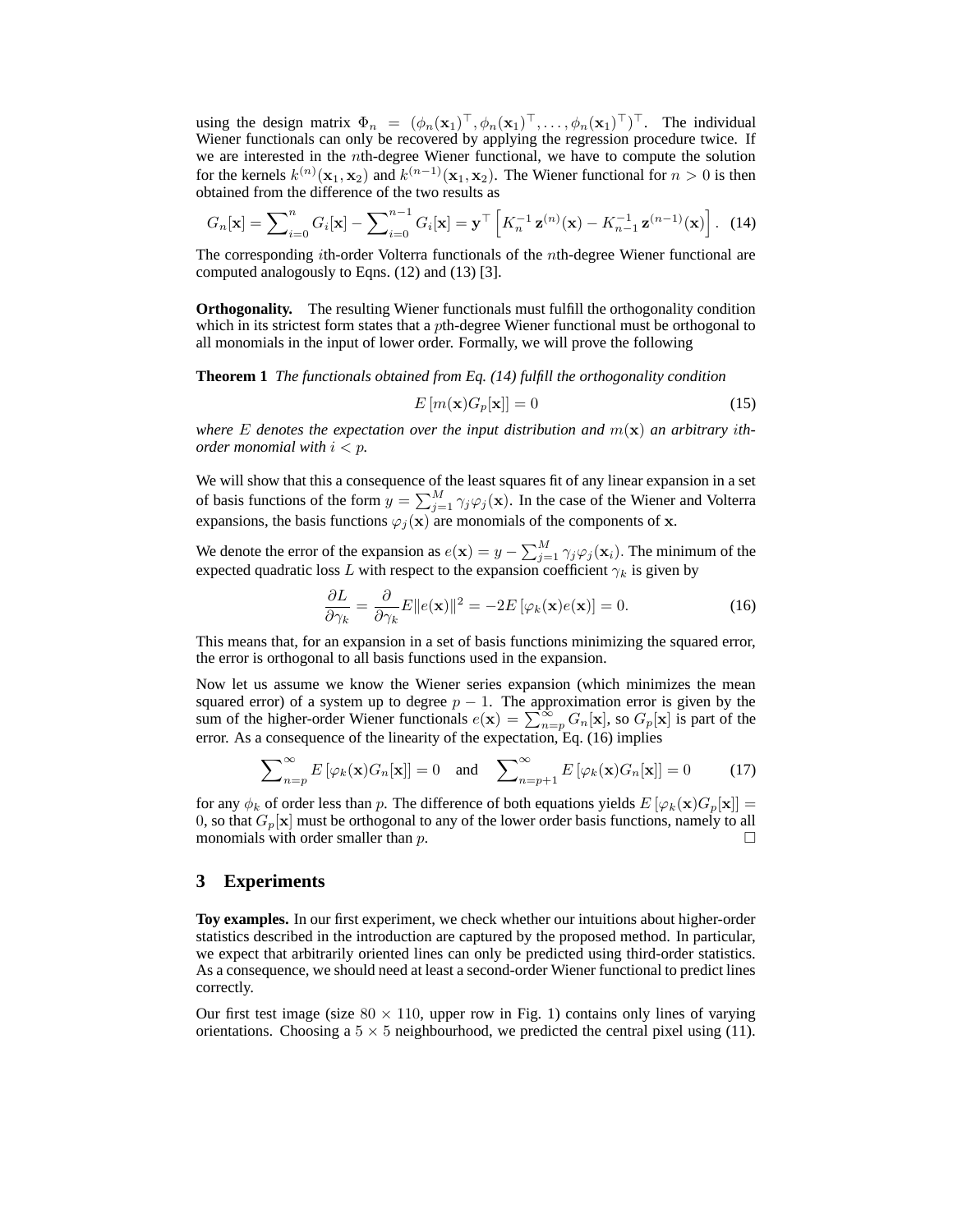using the design matrix $\Phi_n = (\phi_n(\mathbf{x}_1)^\top, \phi_n(\mathbf{x}_1)^\top, \ldots, \phi_n(\mathbf{x}_1)^\top)^\top$. The individual Wiener functionals can only be recovered by applying the regression procedure twice. If we are interested in the $n$th-degree Wiener functional, we have to compute the solution for the kernels $k^{(n)}(\mathbf{x}_1, \mathbf{x}_2)$ and $k^{(n-1)}(\mathbf{x}_1, \mathbf{x}_2)$. The Wiener functional for $n > 0$ is then obtained from the difference of the two results as

$$G_n[\mathbf{x}] = \sum\nolimits_{i=0}^{n} G_i[\mathbf{x}] - \sum\nolimits_{i=0}^{n-1} G_i[\mathbf{x}] = \mathbf{y}^\top \left[ K_n^{-1}\, \mathbf{z}^{(n)}(\mathbf{x}) - K_{n-1}^{-1}\, \mathbf{z}^{(n-1)}(\mathbf{x}) \right]. \quad (14)$$

The corresponding $i$th-order Volterra functionals of the $n$th-degree Wiener functional are computed analogously to Eqns. (12) and (13) [3].

**Orthogonality.** The resulting Wiener functionals must fulfill the orthogonality condition which in its strictest form states that a $p$th-degree Wiener functional must be orthogonal to all monomials in the input of lower order. Formally, we will prove the following

**Theorem 1** *The functionals obtained from Eq. (14) fulfill the orthogonality condition*

$$E\left[m(\mathbf{x}) G_p[\mathbf{x}]\right] = 0 \quad (15)$$

*where $E$ denotes the expectation over the input distribution and $m(\mathbf{x})$ an arbitrary $i$th-order monomial with $i < p$.*

We will show that this a consequence of the least squares fit of any linear expansion in a set of basis functions of the form $y = \sum_{j=1}^{M} \gamma_j \varphi_j(\mathbf{x})$. In the case of the Wiener and Volterra expansions, the basis functions $\varphi_j(\mathbf{x})$ are monomials of the components of $\mathbf{x}$.

We denote the error of the expansion as $e(\mathbf{x}) = y - \sum_{j=1}^{M} \gamma_j \varphi_j(\mathbf{x}_i)$. The minimum of the expected quadratic loss $L$ with respect to the expansion coefficient $\gamma_k$ is given by

$$\frac{\partial L}{\partial \gamma_k} = \frac{\partial}{\partial \gamma_k} E\|e(\mathbf{x})\|^2 = -2E\left[\varphi_k(\mathbf{x}) e(\mathbf{x})\right] = 0. \quad (16)$$

This means that, for an expansion in a set of basis functions minimizing the squared error, the error is orthogonal to all basis functions used in the expansion.

Now let us assume we know the Wiener series expansion (which minimizes the mean squared error) of a system up to degree $p - 1$. The approximation error is given by the sum of the higher-order Wiener functionals $e(\mathbf{x}) = \sum_{n=p}^{\infty} G_n[\mathbf{x}]$, so $G_p[\mathbf{x}]$ is part of the error. As a consequence of the linearity of the expectation, Eq. (16) implies

$$\sum\nolimits_{n=p}^{\infty} E\left[\varphi_k(\mathbf{x}) G_n[\mathbf{x}]\right] = 0 \quad \text{and} \quad \sum\nolimits_{n=p+1}^{\infty} E\left[\varphi_k(\mathbf{x}) G_n[\mathbf{x}]\right] = 0 \quad (17)$$

for any $\phi_k$ of order less than $p$. The difference of both equations yields $E\left[\varphi_k(\mathbf{x}) G_p[\mathbf{x}]\right] = 0$, so that $G_p[\mathbf{x}]$ must be orthogonal to any of the lower order basis functions, namely to all monomials with order smaller than $p$. □

## 3 Experiments

**Toy examples.** In our first experiment, we check whether our intuitions about higher-order statistics described in the introduction are captured by the proposed method. In particular, we expect that arbitrarily oriented lines can only be predicted using third-order statistics. As a consequence, we should need at least a second-order Wiener functional to predict lines correctly.

Our first test image (size $80 \times 110$, upper row in Fig. 1) contains only lines of varying orientations. Choosing a $5 \times 5$ neighbourhood, we predicted the central pixel using (11).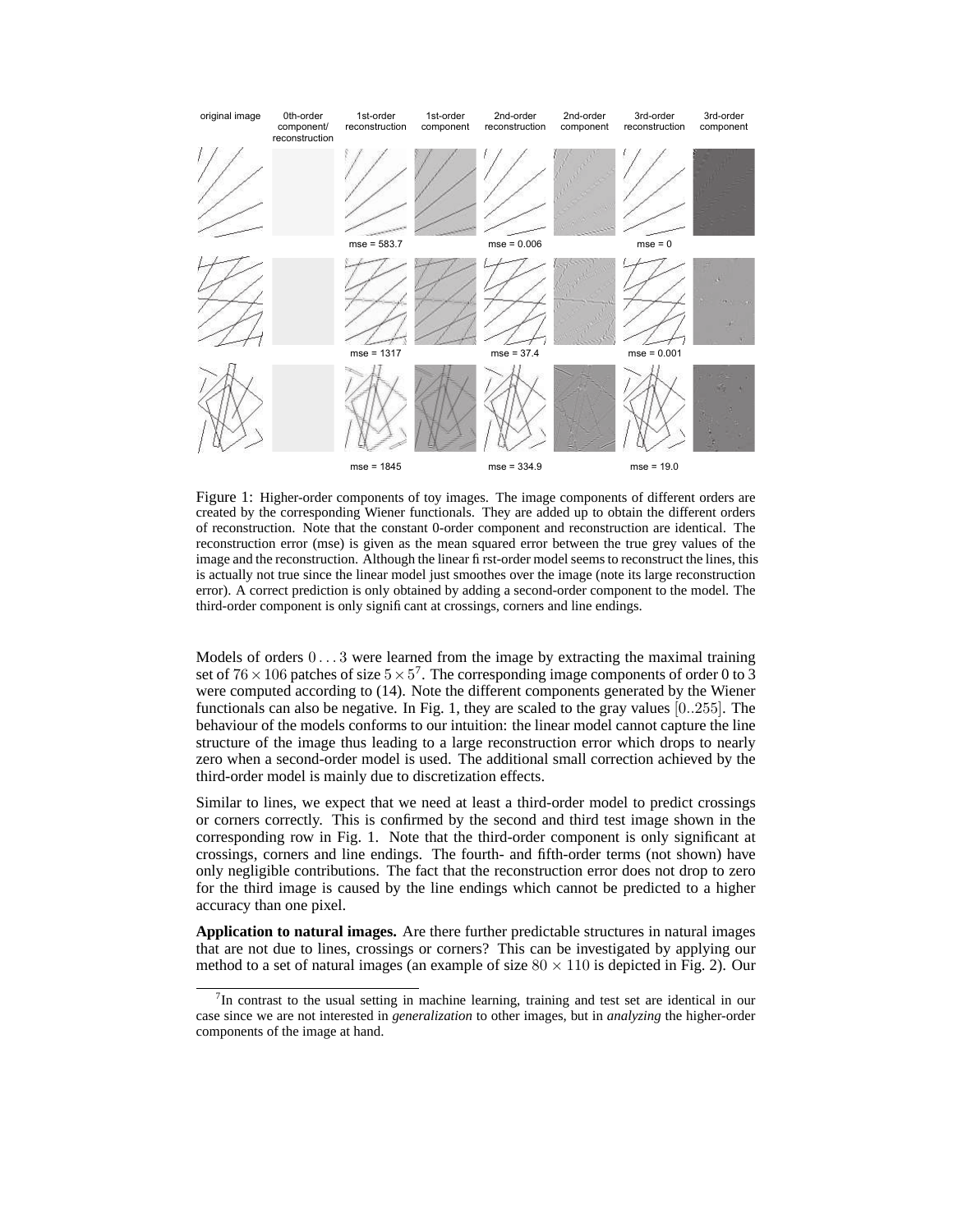Figure 1: Higher-order components of toy images. The image components of different orders are created by the corresponding Wiener functionals. They are added up to obtain the different orders of reconstruction. Note that the constant 0-order component and reconstruction are identical. The reconstruction error (mse) is given as the mean squared error between the true grey values of the image and the reconstruction. Although the linear first-order model seems to reconstruct the lines, this is actually not true since the linear model just smoothes over the image (note its large reconstruction error). A correct prediction is only obtained by adding a second-order component to the model. The third-order component is only significant at crossings, corners and line endings.

Models of orders $0 \ldots 3$ were learned from the image by extracting the maximal training set of $76 \times 106$ patches of size $5 \times 5$[7]. The corresponding image components of order 0 to 3 were computed according to (14). Note the different components generated by the Wiener functionals can also be negative. In Fig. 1, they are scaled to the gray values $[0..255]$. The behaviour of the models conforms to our intuition: the linear model cannot capture the line structure of the image thus leading to a large reconstruction error which drops to nearly zero when a second-order model is used. The additional small correction achieved by the third-order model is mainly due to discretization effects.

Similar to lines, we expect that we need at least a third-order model to predict crossings or corners correctly. This is confirmed by the second and third test image shown in the corresponding row in Fig. 1. Note that the third-order component is only significant at crossings, corners and line endings. The fourth- and fifth-order terms (not shown) have only negligible contributions. The fact that the reconstruction error does not drop to zero for the third image is caused by the line endings which cannot be predicted to a higher accuracy than one pixel.

**Application to natural images.** Are there further predictable structures in natural images that are not due to lines, crossings or corners? This can be investigated by applying our method to a set of natural images (an example of size $80 \times 110$ is depicted in Fig. 2). Our

[7] In contrast to the usual setting in machine learning, training and test set are identical in our case since we are not interested in *generalization* to other images, but in *analyzing* the higher-order components of the image at hand.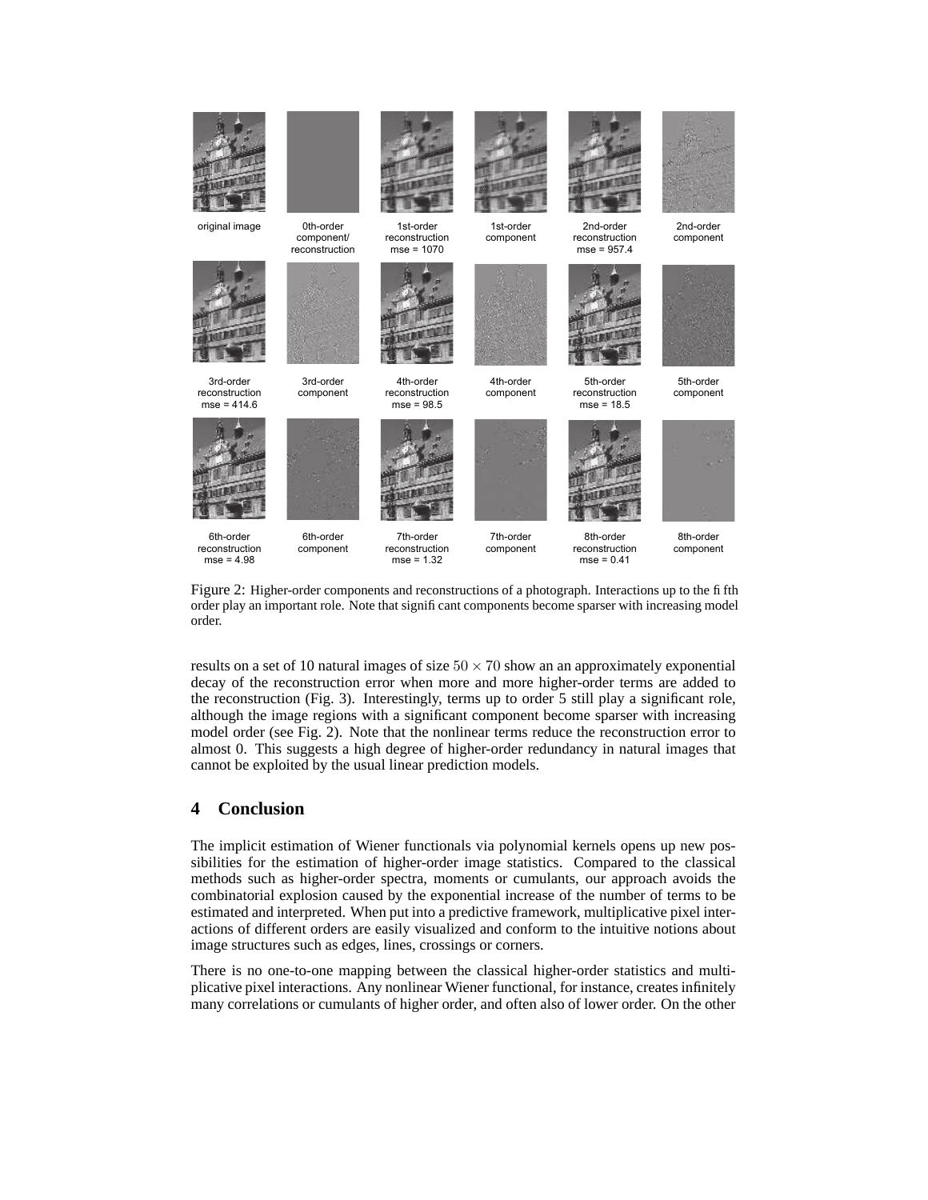original image

0th-order component/ reconstruction

1st-order reconstruction mse = 1070

1st-order component

2nd-order reconstruction mse = 957.4

2nd-order component

3rd-order reconstruction mse = 414.6

3rd-order component

4th-order reconstruction mse = 98.5

4th-order component

5th-order reconstruction mse = 18.5

5th-order component

6th-order reconstruction mse = 4.98

6th-order component

7th-order reconstruction mse = 1.32

7th-order component

8th-order reconstruction mse = 0.41

8th-order component

Figure 2: Higher-order components and reconstructions of a photograph. Interactions up to the fifth order play an important role. Note that significant components become sparser with increasing model order.

results on a set of 10 natural images of size $50 \times 70$ show an an approximately exponential decay of the reconstruction error when more and more higher-order terms are added to the reconstruction (Fig. 3). Interestingly, terms up to order 5 still play a significant role, although the image regions with a significant component become sparser with increasing model order (see Fig. 2). Note that the nonlinear terms reduce the reconstruction error to almost 0. This suggests a high degree of higher-order redundancy in natural images that cannot be exploited by the usual linear prediction models.

## 4 Conclusion

The implicit estimation of Wiener functionals via polynomial kernels opens up new possibilities for the estimation of higher-order image statistics. Compared to the classical methods such as higher-order spectra, moments or cumulants, our approach avoids the combinatorial explosion caused by the exponential increase of the number of terms to be estimated and interpreted. When put into a predictive framework, multiplicative pixel interactions of different orders are easily visualized and conform to the intuitive notions about image structures such as edges, lines, crossings or corners.

There is no one-to-one mapping between the classical higher-order statistics and multiplicative pixel interactions. Any nonlinear Wiener functional, for instance, creates infinitely many correlations or cumulants of higher order, and often also of lower order. On the other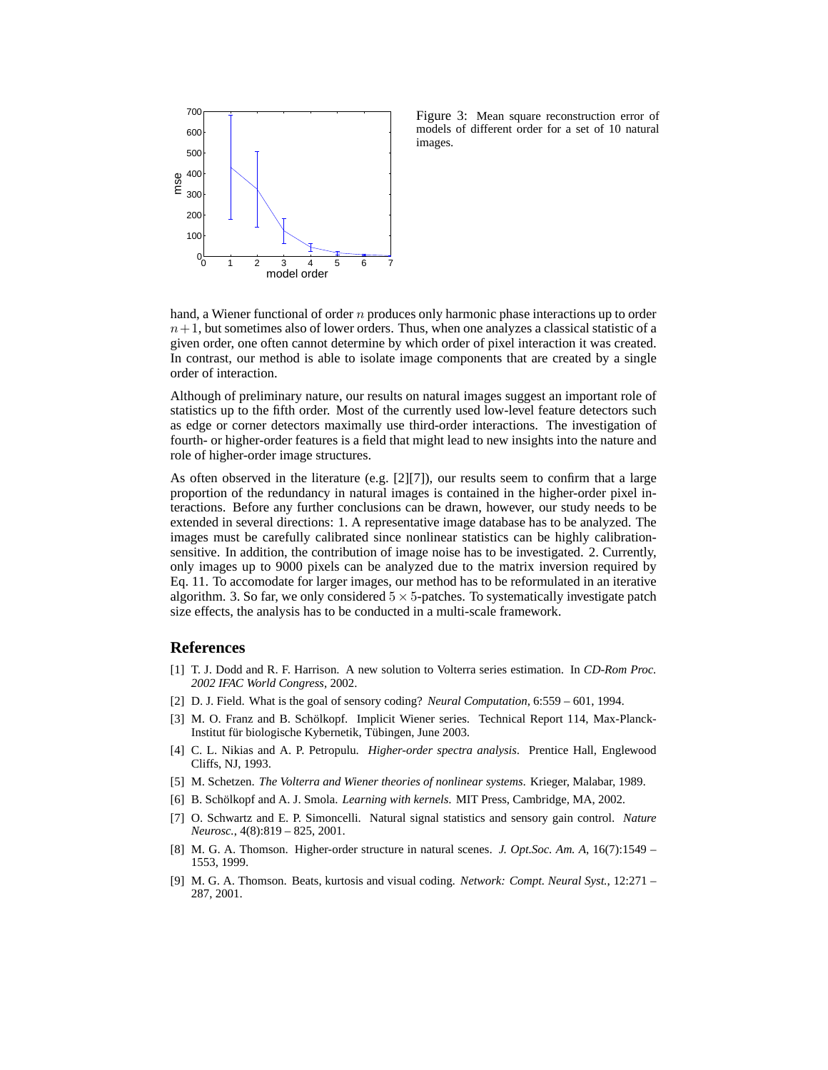700
600
500
400
300
200
100
0
mse
0 1 2 3 4 5 6 7
model order

Figure 3: Mean square reconstruction error of models of different order for a set of 10 natural images.

hand, a Wiener functional of order $n$ produces only harmonic phase interactions up to order $n+1$, but sometimes also of lower orders. Thus, when one analyzes a classical statistic of a given order, one often cannot determine by which order of pixel interaction it was created. In contrast, our method is able to isolate image components that are created by a single order of interaction.

Although of preliminary nature, our results on natural images suggest an important role of statistics up to the fifth order. Most of the currently used low-level feature detectors such as edge or corner detectors maximally use third-order interactions. The investigation of fourth- or higher-order features is a field that might lead to new insights into the nature and role of higher-order image structures.

As often observed in the literature (e.g. [2][7]), our results seem to confirm that a large proportion of the redundancy in natural images is contained in the higher-order pixel interactions. Before any further conclusions can be drawn, however, our study needs to be extended in several directions: 1. A representative image database has to be analyzed. The images must be carefully calibrated since nonlinear statistics can be highly calibration-sensitive. In addition, the contribution of image noise has to be investigated. 2. Currently, only images up to 9000 pixels can be analyzed due to the matrix inversion required by Eq. 11. To accomodate for larger images, our method has to be reformulated in an iterative algorithm. 3. So far, we only considered $5 \times 5$-patches. To systematically investigate patch size effects, the analysis has to be conducted in a multi-scale framework.

## References

[1] T. J. Dodd and R. F. Harrison. A new solution to Volterra series estimation. In *CD-Rom Proc. 2002 IFAC World Congress*, 2002.

[2] D. J. Field. What is the goal of sensory coding? *Neural Computation*, 6:559 – 601, 1994.

[3] M. O. Franz and B. Schölkopf. Implicit Wiener series. Technical Report 114, Max-Planck-Institut für biologische Kybernetik, Tübingen, June 2003.

[4] C. L. Nikias and A. P. Petropulu. *Higher-order spectra analysis*. Prentice Hall, Englewood Cliffs, NJ, 1993.

[5] M. Schetzen. *The Volterra and Wiener theories of nonlinear systems*. Krieger, Malabar, 1989.

[6] B. Schölkopf and A. J. Smola. *Learning with kernels*. MIT Press, Cambridge, MA, 2002.

[7] O. Schwartz and E. P. Simoncelli. Natural signal statistics and sensory gain control. *Nature Neurosc.*, 4(8):819 – 825, 2001.

[8] M. G. A. Thomson. Higher-order structure in natural scenes. *J. Opt.Soc. Am. A*, 16(7):1549 – 1553, 1999.

[9] M. G. A. Thomson. Beats, kurtosis and visual coding. *Network: Compt. Neural Syst.*, 12:271 – 287, 2001.